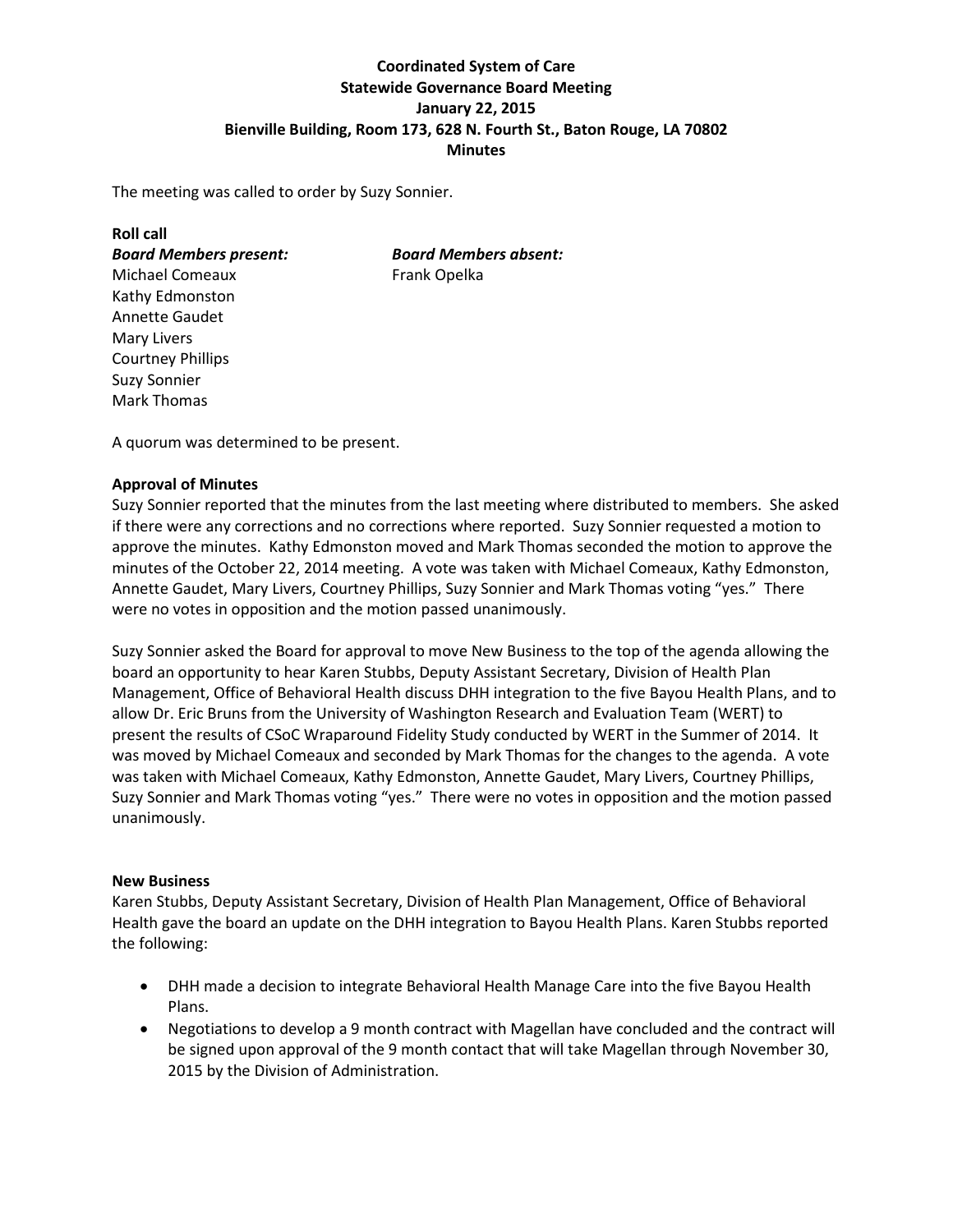**Coordinated System of Care**
**Statewide Governance Board Meeting**
**January 22, 2015**
**Bienville Building, Room 173, 628 N. Fourth St., Baton Rouge, LA 70802**
**Minutes**

The meeting was called to order by Suzy Sonnier.

**Roll call**

| ***Board Members present:*** | ***Board Members absent:*** |
|---|---|
| Michael Comeaux | Frank Opelka |
| Kathy Edmonston | |
| Annette Gaudet | |
| Mary Livers | |
| Courtney Phillips | |
| Suzy Sonnier | |
| Mark Thomas | |

A quorum was determined to be present.

**Approval of Minutes**

Suzy Sonnier reported that the minutes from the last meeting where distributed to members. She asked if there were any corrections and no corrections where reported. Suzy Sonnier requested a motion to approve the minutes. Kathy Edmonston moved and Mark Thomas seconded the motion to approve the minutes of the October 22, 2014 meeting. A vote was taken with Michael Comeaux, Kathy Edmonston, Annette Gaudet, Mary Livers, Courtney Phillips, Suzy Sonnier and Mark Thomas voting "yes." There were no votes in opposition and the motion passed unanimously.

Suzy Sonnier asked the Board for approval to move New Business to the top of the agenda allowing the board an opportunity to hear Karen Stubbs, Deputy Assistant Secretary, Division of Health Plan Management, Office of Behavioral Health discuss DHH integration to the five Bayou Health Plans, and to allow Dr. Eric Bruns from the University of Washington Research and Evaluation Team (WERT) to present the results of CSoC Wraparound Fidelity Study conducted by WERT in the Summer of 2014. It was moved by Michael Comeaux and seconded by Mark Thomas for the changes to the agenda. A vote was taken with Michael Comeaux, Kathy Edmonston, Annette Gaudet, Mary Livers, Courtney Phillips, Suzy Sonnier and Mark Thomas voting "yes." There were no votes in opposition and the motion passed unanimously.

**New Business**

Karen Stubbs, Deputy Assistant Secretary, Division of Health Plan Management, Office of Behavioral Health gave the board an update on the DHH integration to Bayou Health Plans. Karen Stubbs reported the following:

- DHH made a decision to integrate Behavioral Health Manage Care into the five Bayou Health Plans.
- Negotiations to develop a 9 month contract with Magellan have concluded and the contract will be signed upon approval of the 9 month contact that will take Magellan through November 30, 2015 by the Division of Administration.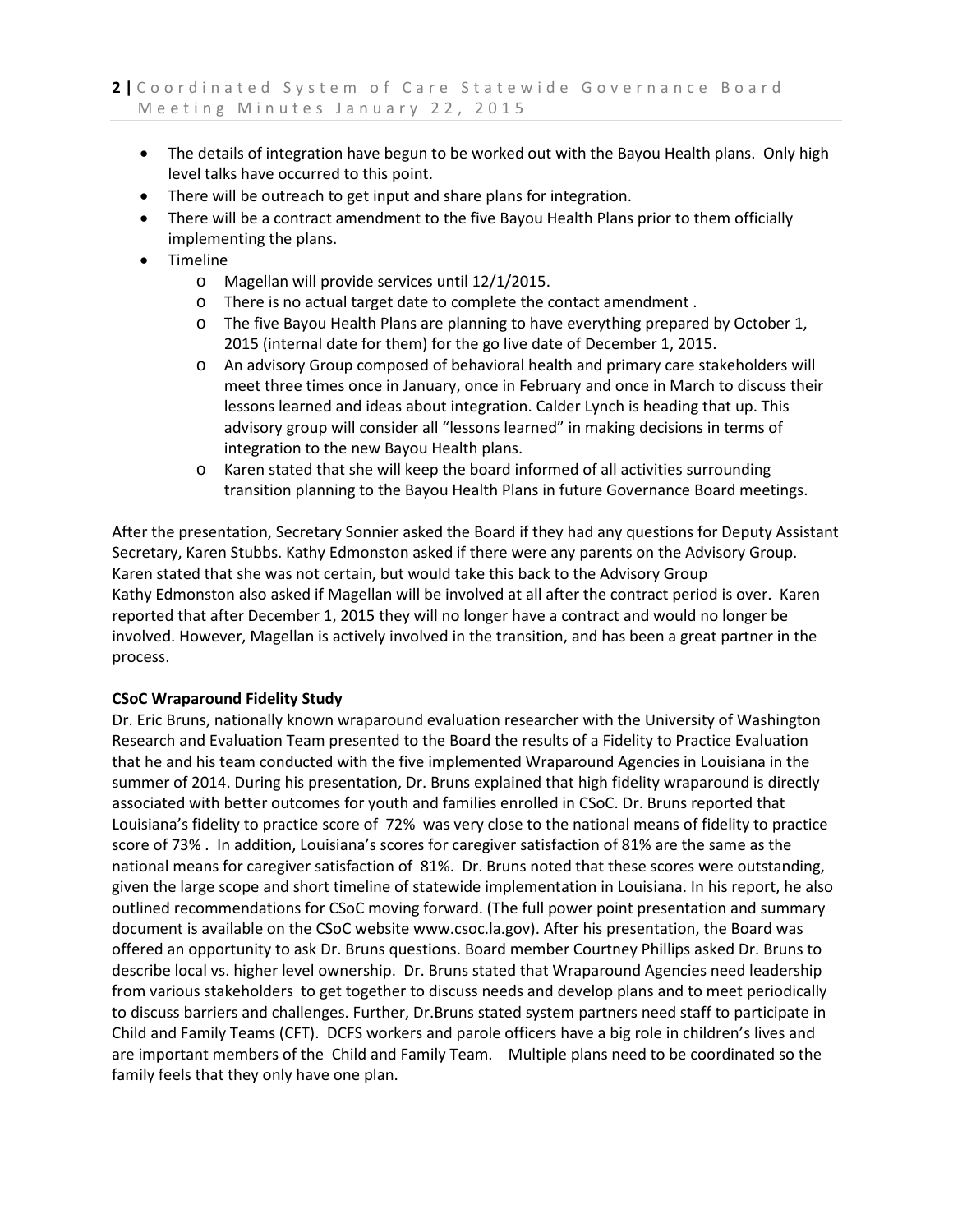- The details of integration have begun to be worked out with the Bayou Health plans. Only high level talks have occurred to this point.
- There will be outreach to get input and share plans for integration.
- There will be a contract amendment to the five Bayou Health Plans prior to them officially implementing the plans.
- Timeline
  - Magellan will provide services until 12/1/2015.
  - There is no actual target date to complete the contact amendment .
  - The five Bayou Health Plans are planning to have everything prepared by October 1, 2015 (internal date for them) for the go live date of December 1, 2015.
  - An advisory Group composed of behavioral health and primary care stakeholders will meet three times once in January, once in February and once in March to discuss their lessons learned and ideas about integration. Calder Lynch is heading that up. This advisory group will consider all "lessons learned" in making decisions in terms of integration to the new Bayou Health plans.
  - Karen stated that she will keep the board informed of all activities surrounding transition planning to the Bayou Health Plans in future Governance Board meetings.

After the presentation, Secretary Sonnier asked the Board if they had any questions for Deputy Assistant Secretary, Karen Stubbs. Kathy Edmonston asked if there were any parents on the Advisory Group. Karen stated that she was not certain, but would take this back to the Advisory Group
Kathy Edmonston also asked if Magellan will be involved at all after the contract period is over. Karen reported that after December 1, 2015 they will no longer have a contract and would no longer be involved. However, Magellan is actively involved in the transition, and has been a great partner in the process.

**CSoC Wraparound Fidelity Study**

Dr. Eric Bruns, nationally known wraparound evaluation researcher with the University of Washington Research and Evaluation Team presented to the Board the results of a Fidelity to Practice Evaluation that he and his team conducted with the five implemented Wraparound Agencies in Louisiana in the summer of 2014. During his presentation, Dr. Bruns explained that high fidelity wraparound is directly associated with better outcomes for youth and families enrolled in CSoC. Dr. Bruns reported that Louisiana's fidelity to practice score of 72% was very close to the national means of fidelity to practice score of 73% . In addition, Louisiana's scores for caregiver satisfaction of 81% are the same as the national means for caregiver satisfaction of 81%. Dr. Bruns noted that these scores were outstanding, given the large scope and short timeline of statewide implementation in Louisiana. In his report, he also outlined recommendations for CSoC moving forward. (The full power point presentation and summary document is available on the CSoC website www.csoc.la.gov). After his presentation, the Board was offered an opportunity to ask Dr. Bruns questions. Board member Courtney Phillips asked Dr. Bruns to describe local vs. higher level ownership. Dr. Bruns stated that Wraparound Agencies need leadership from various stakeholders to get together to discuss needs and develop plans and to meet periodically to discuss barriers and challenges. Further, Dr.Bruns stated system partners need staff to participate in Child and Family Teams (CFT). DCFS workers and parole officers have a big role in children's lives and are important members of the Child and Family Team. Multiple plans need to be coordinated so the family feels that they only have one plan.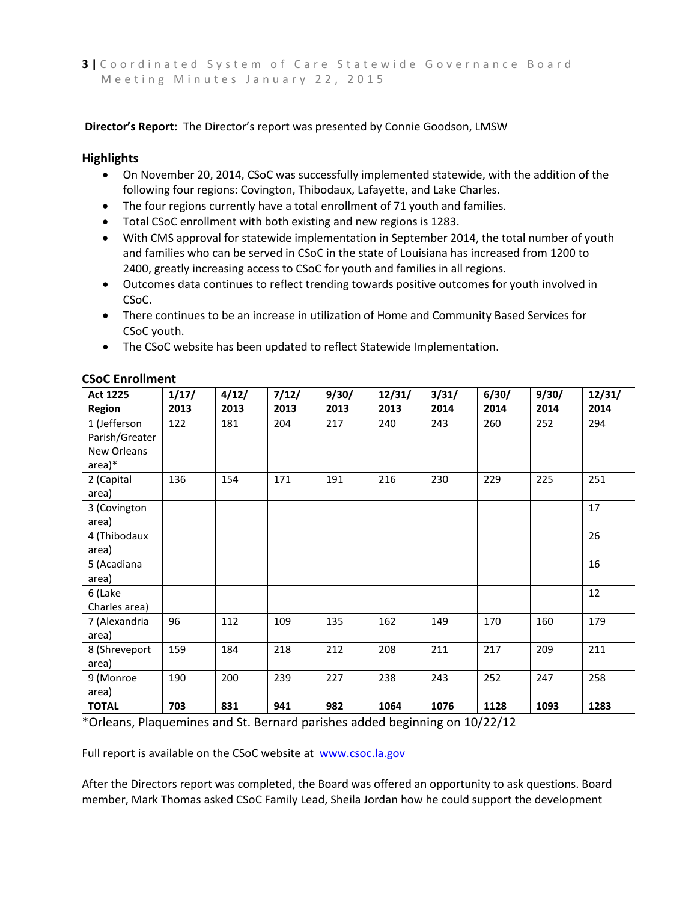**Director's Report:** The Director's report was presented by Connie Goodson, LMSW

## Highlights

- On November 20, 2014, CSoC was successfully implemented statewide, with the addition of the following four regions: Covington, Thibodaux, Lafayette, and Lake Charles.
- The four regions currently have a total enrollment of 71 youth and families.
- Total CSoC enrollment with both existing and new regions is 1283.
- With CMS approval for statewide implementation in September 2014, the total number of youth and families who can be served in CSoC in the state of Louisiana has increased from 1200 to 2400, greatly increasing access to CSoC for youth and families in all regions.
- Outcomes data continues to reflect trending towards positive outcomes for youth involved in CSoC.
- There continues to be an increase in utilization of Home and Community Based Services for CSoC youth.
- The CSoC website has been updated to reflect Statewide Implementation.

## CSoC Enrollment

| Act 1225 Region | 1/17/ 2013 | 4/12/ 2013 | 7/12/ 2013 | 9/30/ 2013 | 12/31/ 2013 | 3/31/ 2014 | 6/30/ 2014 | 9/30/ 2014 | 12/31/ 2014 |
|---|---|---|---|---|---|---|---|---|---|
| 1 (Jefferson Parish/Greater New Orleans area)* | 122 | 181 | 204 | 217 | 240 | 243 | 260 | 252 | 294 |
| 2 (Capital area) | 136 | 154 | 171 | 191 | 216 | 230 | 229 | 225 | 251 |
| 3 (Covington area) | | | | | | | | | 17 |
| 4 (Thibodaux area) | | | | | | | | | 26 |
| 5 (Acadiana area) | | | | | | | | | 16 |
| 6 (Lake Charles area) | | | | | | | | | 12 |
| 7 (Alexandria area) | 96 | 112 | 109 | 135 | 162 | 149 | 170 | 160 | 179 |
| 8 (Shreveport area) | 159 | 184 | 218 | 212 | 208 | 211 | 217 | 209 | 211 |
| 9 (Monroe area) | 190 | 200 | 239 | 227 | 238 | 243 | 252 | 247 | 258 |
| **TOTAL** | **703** | **831** | **941** | **982** | **1064** | **1076** | **1128** | **1093** | **1283** |

*Orleans, Plaquemines and St. Bernard parishes added beginning on 10/22/12

Full report is available on the CSoC website at [www.csoc.la.gov](http://www.csoc.la.gov)

After the Directors report was completed, the Board was offered an opportunity to ask questions. Board member, Mark Thomas asked CSoC Family Lead, Sheila Jordan how he could support the development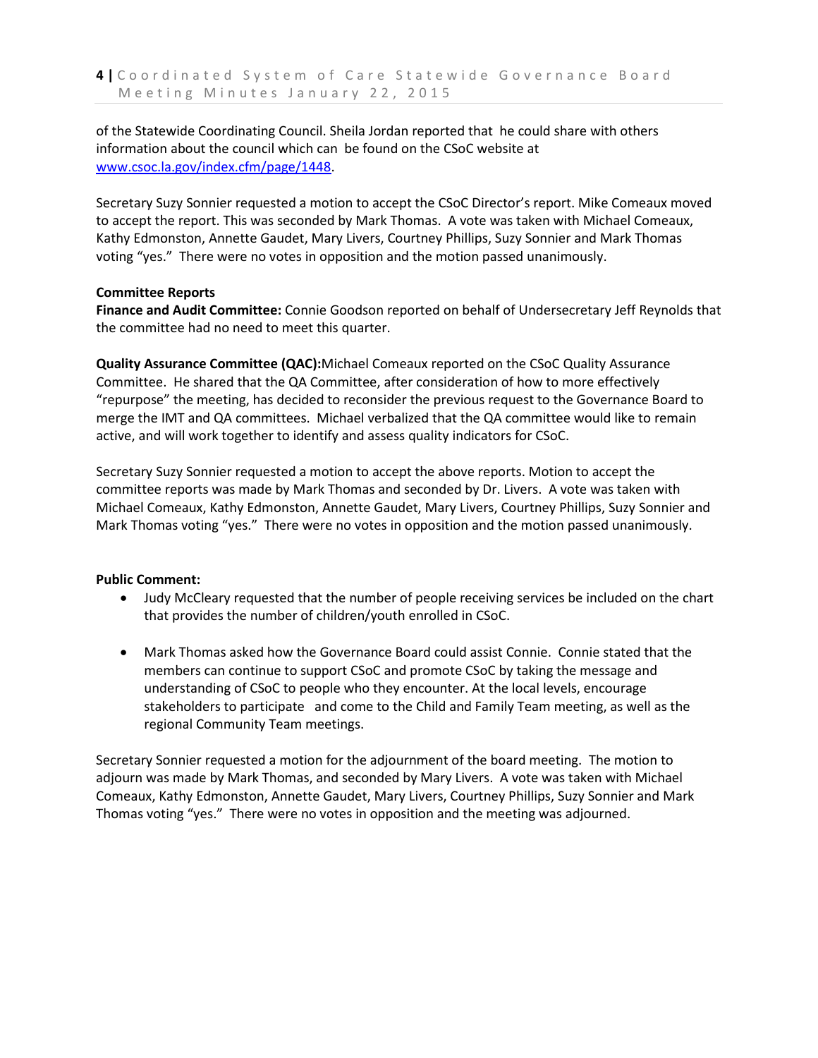of the Statewide Coordinating Council. Sheila Jordan reported that he could share with others information about the council which can be found on the CSoC website at [www.csoc.la.gov/index.cfm/page/1448](http://www.csoc.la.gov/index.cfm/page/1448).

Secretary Suzy Sonnier requested a motion to accept the CSoC Director's report. Mike Comeaux moved to accept the report. This was seconded by Mark Thomas. A vote was taken with Michael Comeaux, Kathy Edmonston, Annette Gaudet, Mary Livers, Courtney Phillips, Suzy Sonnier and Mark Thomas voting "yes." There were no votes in opposition and the motion passed unanimously.

**Committee Reports**

**Finance and Audit Committee:** Connie Goodson reported on behalf of Undersecretary Jeff Reynolds that the committee had no need to meet this quarter.

**Quality Assurance Committee (QAC):** Michael Comeaux reported on the CSoC Quality Assurance Committee. He shared that the QA Committee, after consideration of how to more effectively "repurpose" the meeting, has decided to reconsider the previous request to the Governance Board to merge the IMT and QA committees. Michael verbalized that the QA committee would like to remain active, and will work together to identify and assess quality indicators for CSoC.

Secretary Suzy Sonnier requested a motion to accept the above reports. Motion to accept the committee reports was made by Mark Thomas and seconded by Dr. Livers. A vote was taken with Michael Comeaux, Kathy Edmonston, Annette Gaudet, Mary Livers, Courtney Phillips, Suzy Sonnier and Mark Thomas voting "yes." There were no votes in opposition and the motion passed unanimously.

**Public Comment:**

- Judy McCleary requested that the number of people receiving services be included on the chart that provides the number of children/youth enrolled in CSoC.
- Mark Thomas asked how the Governance Board could assist Connie. Connie stated that the members can continue to support CSoC and promote CSoC by taking the message and understanding of CSoC to people who they encounter. At the local levels, encourage stakeholders to participate and come to the Child and Family Team meeting, as well as the regional Community Team meetings.

Secretary Sonnier requested a motion for the adjournment of the board meeting. The motion to adjourn was made by Mark Thomas, and seconded by Mary Livers. A vote was taken with Michael Comeaux, Kathy Edmonston, Annette Gaudet, Mary Livers, Courtney Phillips, Suzy Sonnier and Mark Thomas voting "yes." There were no votes in opposition and the meeting was adjourned.